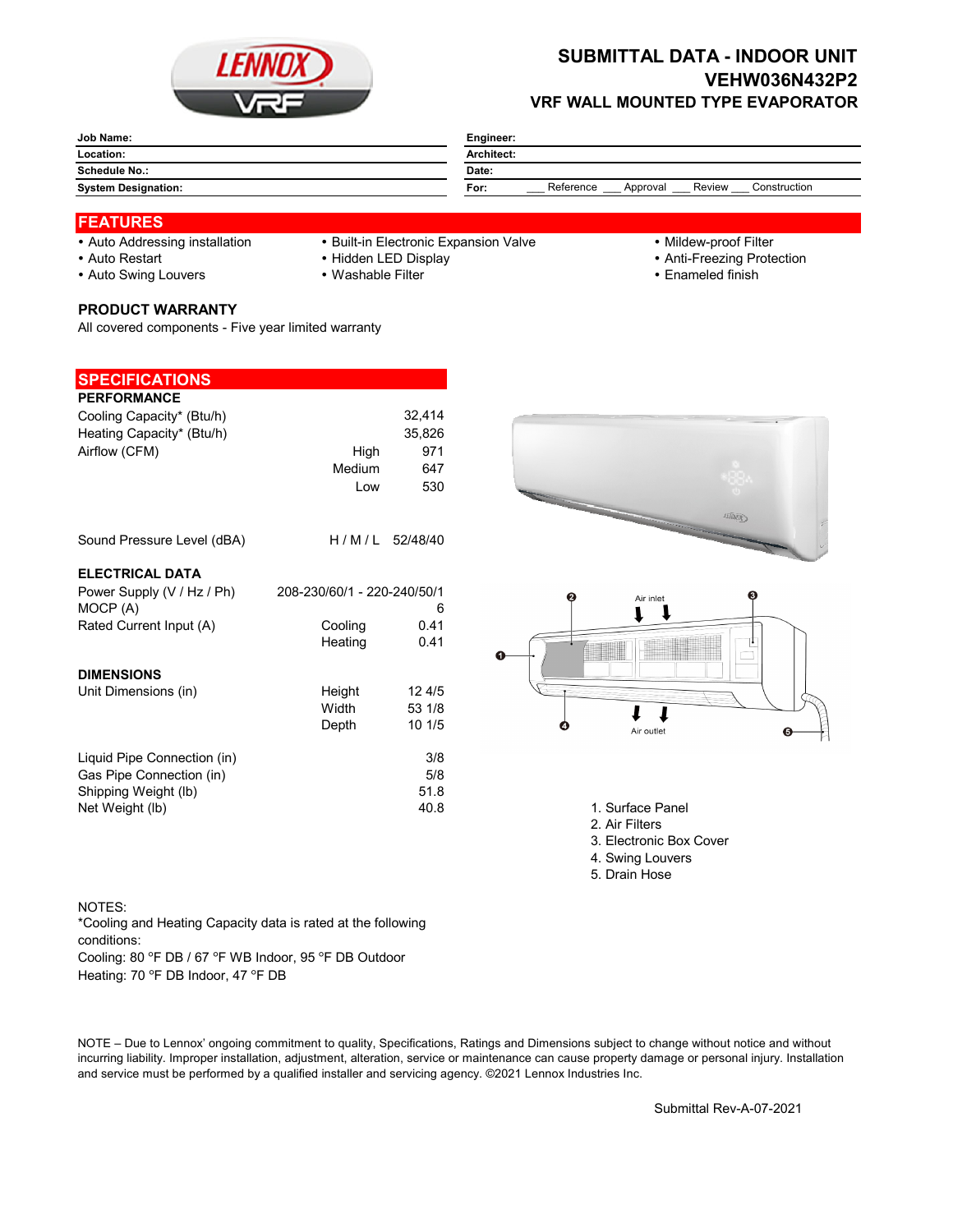# SUBMITTAL DATA - INDOOR UNIT
# VEHW036N432P2
## VRF WALL MOUNTED TYPE EVAPORATOR

| | | | |
|---|---|---|---|
| **Job Name:** | | **Engineer:** | |
| **Location:** | | **Architect:** | |
| **Schedule No.:** | | **Date:** | |
| **System Designation:** | | **For:** | ___ Reference ___ Approval ___ Review ___ Construction |

## FEATURES

- Auto Addressing installation
- Auto Restart
- Auto Swing Louvers
- Built-in Electronic Expansion Valve
- Hidden LED Display
- Washable Filter
- Mildew-proof Filter
- Anti-Freezing Protection
- Enameled finish

### PRODUCT WARRANTY

All covered components - Five year limited warranty

## SPECIFICATIONS

### PERFORMANCE

| | | |
|---|---|---|
| Cooling Capacity* (Btu/h) | | 32,414 |
| Heating Capacity* (Btu/h) | | 35,826 |
| Airflow (CFM) | High | 971 |
| | Medium | 647 |
| | Low | 530 |
| Sound Pressure Level (dBA) | H / M / L | 52/48/40 |

### ELECTRICAL DATA

| | | |
|---|---|---|
| Power Supply (V / Hz / Ph) | | 208-230/60/1 - 220-240/50/1 |
| MOCP (A) | | 6 |
| Rated Current Input (A) | Cooling | 0.41 |
| | Heating | 0.41 |

### DIMENSIONS

| | | |
|---|---|---|
| Unit Dimensions (in) | Height | 12 4/5 |
| | Width | 53 1/8 |
| | Depth | 10 1/5 |
| Liquid Pipe Connection (in) | | 3/8 |
| Gas Pipe Connection (in) | | 5/8 |
| Shipping Weight (lb) | | 51.8 |
| Net Weight (lb) | | 40.8 |

Air inlet

Air outlet

1. Surface Panel
2. Air Filters
3. Electronic Box Cover
4. Swing Louvers
5. Drain Hose

NOTES:
*Cooling and Heating Capacity data is rated at the following conditions:
Cooling: 80 °F DB / 67 °F WB Indoor, 95 °F DB Outdoor
Heating: 70 °F DB Indoor, 47 °F DB

NOTE – Due to Lennox' ongoing commitment to quality, Specifications, Ratings and Dimensions subject to change without notice and without incurring liability. Improper installation, adjustment, alteration, service or maintenance can cause property damage or personal injury. Installation and service must be performed by a qualified installer and servicing agency. ©2021 Lennox Industries Inc.

Submittal Rev-A-07-2021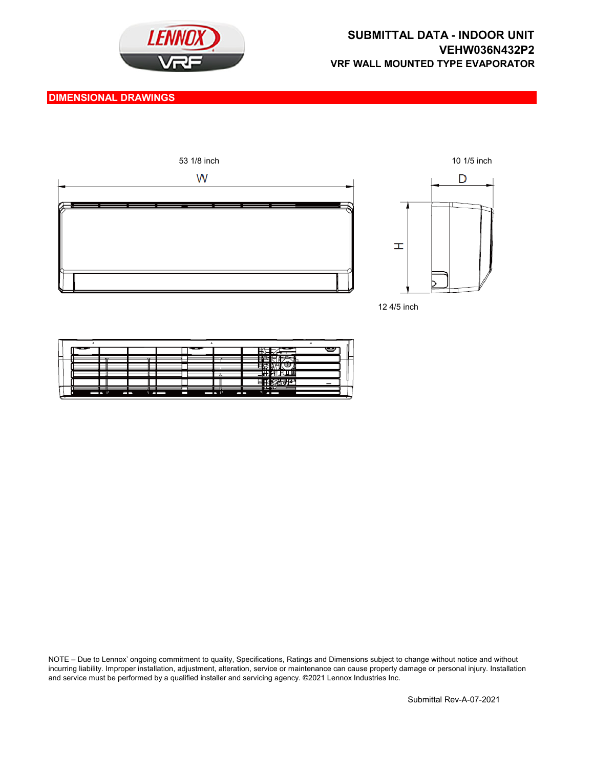# SUBMITTAL DATA - INDOOR UNIT
## VEHW036N432P2
### VRF WALL MOUNTED TYPE EVAPORATOR

## DIMENSIONAL DRAWINGS

53 1/8 inch

W

10 1/5 inch

D

H

12 4/5 inch

NOTE – Due to Lennox' ongoing commitment to quality, Specifications, Ratings and Dimensions subject to change without notice and without incurring liability. Improper installation, adjustment, alteration, service or maintenance can cause property damage or personal injury. Installation and service must be performed by a qualified installer and servicing agency. ©2021 Lennox Industries Inc.

Submittal Rev-A-07-2021